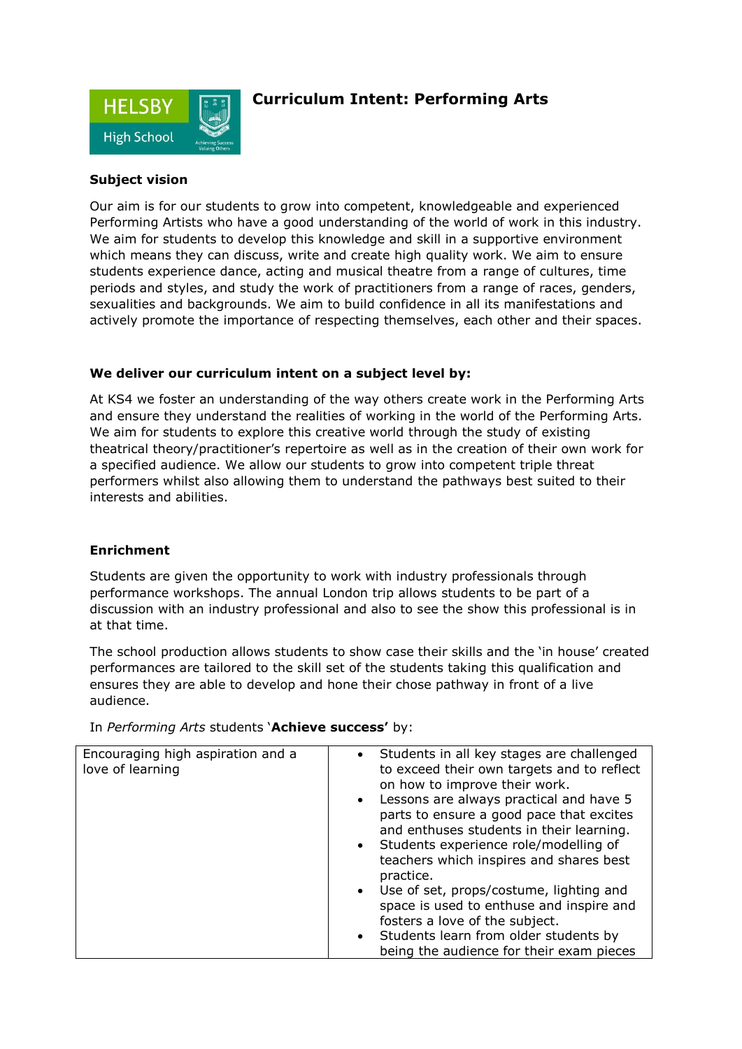HELSBY High School

# Curriculum Intent: Performing Arts

**Subject vision**

Our aim is for our students to grow into competent, knowledgeable and experienced Performing Artists who have a good understanding of the world of work in this industry. We aim for students to develop this knowledge and skill in a supportive environment which means they can discuss, write and create high quality work. We aim to ensure students experience dance, acting and musical theatre from a range of cultures, time periods and styles, and study the work of practitioners from a range of races, genders, sexualities and backgrounds. We aim to build confidence in all its manifestations and actively promote the importance of respecting themselves, each other and their spaces.

**We deliver our curriculum intent on a subject level by:**

At KS4 we foster an understanding of the way others create work in the Performing Arts and ensure they understand the realities of working in the world of the Performing Arts. We aim for students to explore this creative world through the study of existing theatrical theory/practitioner's repertoire as well as in the creation of their own work for a specified audience. We allow our students to grow into competent triple threat performers whilst also allowing them to understand the pathways best suited to their interests and abilities.

**Enrichment**

Students are given the opportunity to work with industry professionals through performance workshops. The annual London trip allows students to be part of a discussion with an industry professional and also to see the show this professional is in at that time.

The school production allows students to show case their skills and the 'in house' created performances are tailored to the skill set of the students taking this qualification and ensures they are able to develop and hone their chose pathway in front of a live audience.

In *Performing Arts* students '**Achieve success'** by:

| | |
|---|---|
| Encouraging high aspiration and a love of learning | • Students in all key stages are challenged to exceed their own targets and to reflect on how to improve their work.<br>• Lessons are always practical and have 5 parts to ensure a good pace that excites and enthuses students in their learning.<br>• Students experience role/modelling of teachers which inspires and shares best practice.<br>• Use of set, props/costume, lighting and space is used to enthuse and inspire and fosters a love of the subject.<br>• Students learn from older students by being the audience for their exam pieces |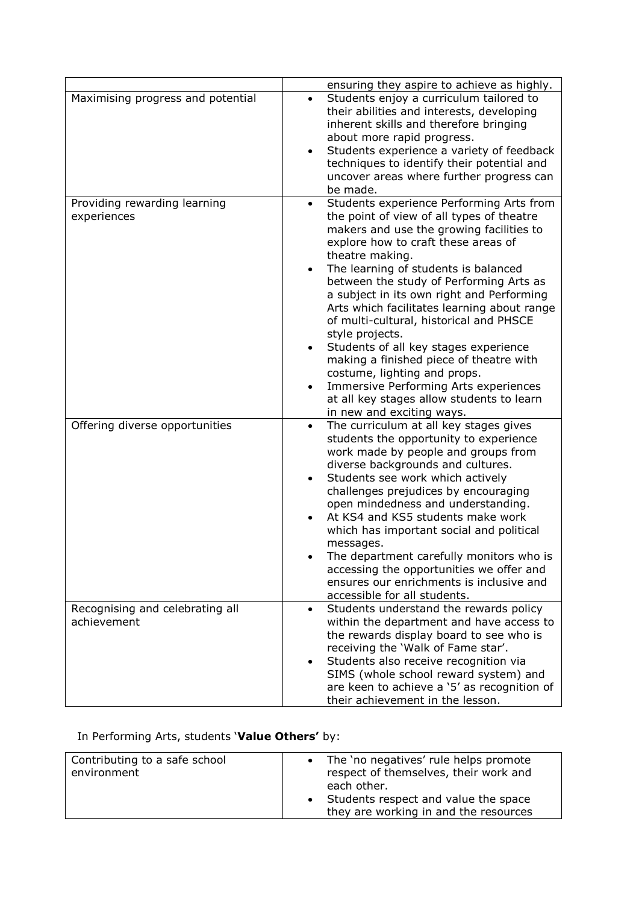| | |
|---|---|
| | ensuring they aspire to achieve as highly. |
| Maximising progress and potential | • Students enjoy a curriculum tailored to their abilities and interests, developing inherent skills and therefore bringing about more rapid progress.<br>• Students experience a variety of feedback techniques to identify their potential and uncover areas where further progress can be made. |
| Providing rewarding learning experiences | • Students experience Performing Arts from the point of view of all types of theatre makers and use the growing facilities to explore how to craft these areas of theatre making.<br>• The learning of students is balanced between the study of Performing Arts as a subject in its own right and Performing Arts which facilitates learning about range of multi-cultural, historical and PHSCE style projects.<br>• Students of all key stages experience making a finished piece of theatre with costume, lighting and props.<br>• Immersive Performing Arts experiences at all key stages allow students to learn in new and exciting ways. |
| Offering diverse opportunities | • The curriculum at all key stages gives students the opportunity to experience work made by people and groups from diverse backgrounds and cultures.<br>• Students see work which actively challenges prejudices by encouraging open mindedness and understanding.<br>• At KS4 and KS5 students make work which has important social and political messages.<br>• The department carefully monitors who is accessing the opportunities we offer and ensures our enrichments is inclusive and accessible for all students. |
| Recognising and celebrating all achievement | • Students understand the rewards policy within the department and have access to the rewards display board to see who is receiving the 'Walk of Fame star'.<br>• Students also receive recognition via SIMS (whole school reward system) and are keen to achieve a '5' as recognition of their achievement in the lesson. |

In Performing Arts, students '**Value Others'** by:

| | |
|---|---|
| Contributing to a safe school environment | • The 'no negatives' rule helps promote respect of themselves, their work and each other.<br>• Students respect and value the space they are working in and the resources |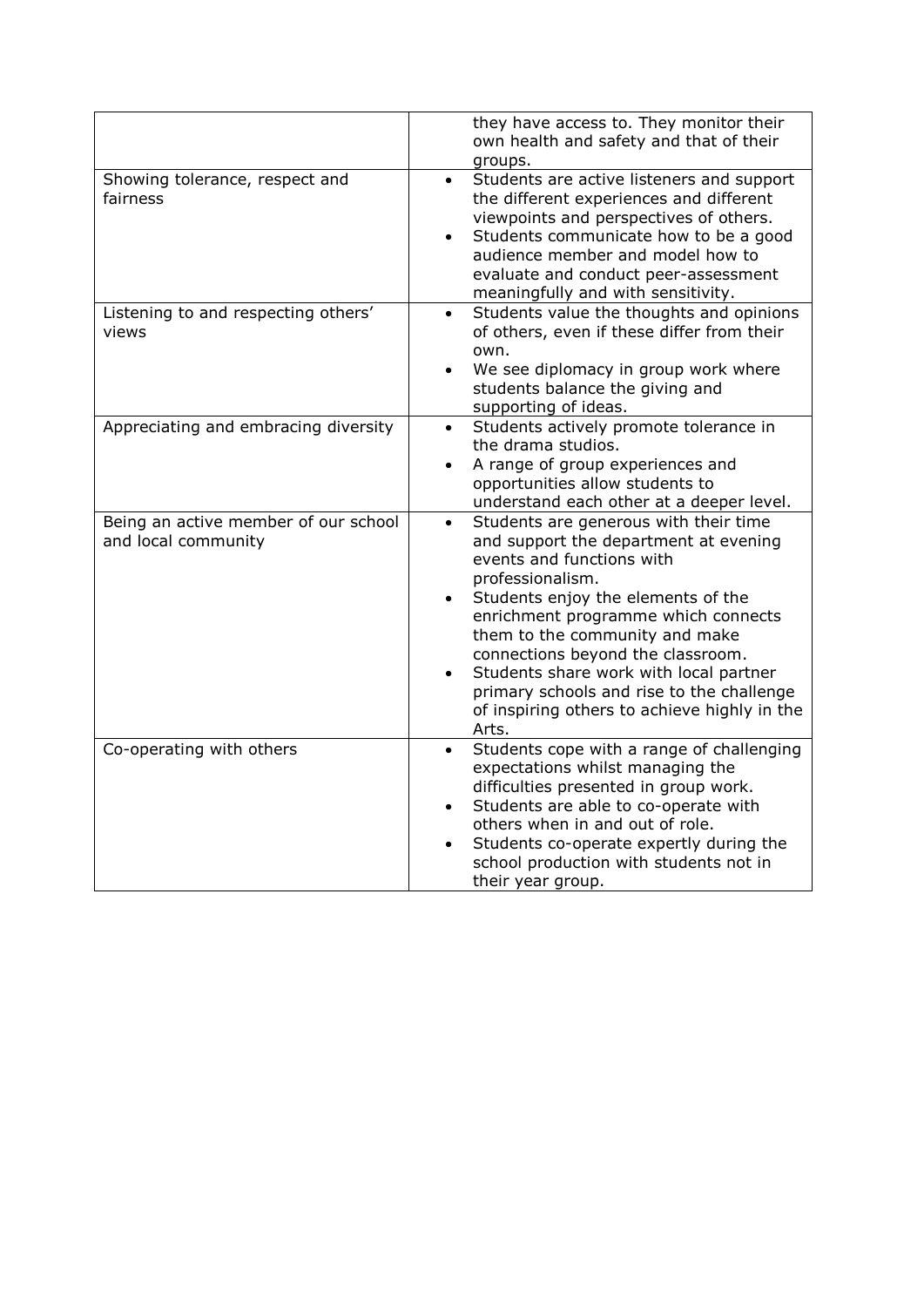| | |
|---|---|
| | they have access to. They monitor their own health and safety and that of their groups. |
| Showing tolerance, respect and fairness | • Students are active listeners and support the different experiences and different viewpoints and perspectives of others.<br>• Students communicate how to be a good audience member and model how to evaluate and conduct peer-assessment meaningfully and with sensitivity. |
| Listening to and respecting others' views | • Students value the thoughts and opinions of others, even if these differ from their own.<br>• We see diplomacy in group work where students balance the giving and supporting of ideas. |
| Appreciating and embracing diversity | • Students actively promote tolerance in the drama studios.<br>• A range of group experiences and opportunities allow students to understand each other at a deeper level. |
| Being an active member of our school and local community | • Students are generous with their time and support the department at evening events and functions with professionalism.<br>• Students enjoy the elements of the enrichment programme which connects them to the community and make connections beyond the classroom.<br>• Students share work with local partner primary schools and rise to the challenge of inspiring others to achieve highly in the Arts. |
| Co-operating with others | • Students cope with a range of challenging expectations whilst managing the difficulties presented in group work.<br>• Students are able to co-operate with others when in and out of role.<br>• Students co-operate expertly during the school production with students not in their year group. |